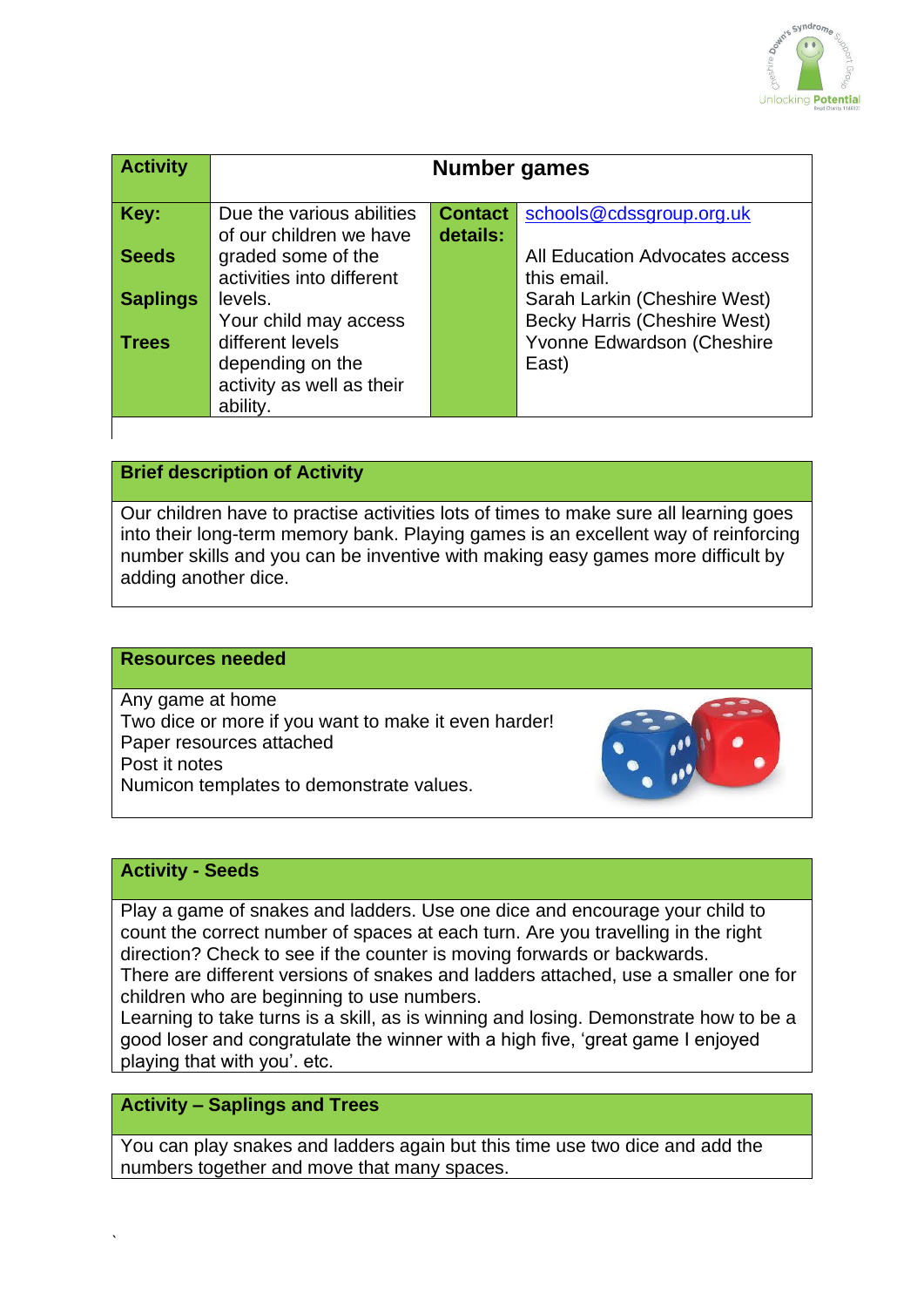| Activity | Number games | | |
|---|---|---|---|
| **Key:**<br><br>**Seeds**<br><br>**Saplings**<br><br>**Trees** | Due the various abilities of our children we have graded some of the activities into different levels.<br>Your child may access different levels depending on the activity as well as their ability. | **Contact details:** | schools@cdssgroup.org.uk<br><br>All Education Advocates access this email.<br>Sarah Larkin (Cheshire West)<br>Becky Harris (Cheshire West)<br>Yvonne Edwardson (Cheshire East) |

## Brief description of Activity

Our children have to practise activities lots of times to make sure all learning goes into their long-term memory bank. Playing games is an excellent way of reinforcing number skills and you can be inventive with making easy games more difficult by adding another dice.

## Resources needed

Any game at home
Two dice or more if you want to make it even harder!
Paper resources attached
Post it notes
Numicon templates to demonstrate values.

## Activity - Seeds

Play a game of snakes and ladders. Use one dice and encourage your child to count the correct number of spaces at each turn. Are you travelling in the right direction? Check to see if the counter is moving forwards or backwards.
There are different versions of snakes and ladders attached, use a smaller one for children who are beginning to use numbers.
Learning to take turns is a skill, as is winning and losing. Demonstrate how to be a good loser and congratulate the winner with a high five, 'great game I enjoyed playing that with you'. etc.

## Activity – Saplings and Trees

You can play snakes and ladders again but this time use two dice and add the numbers together and move that many spaces.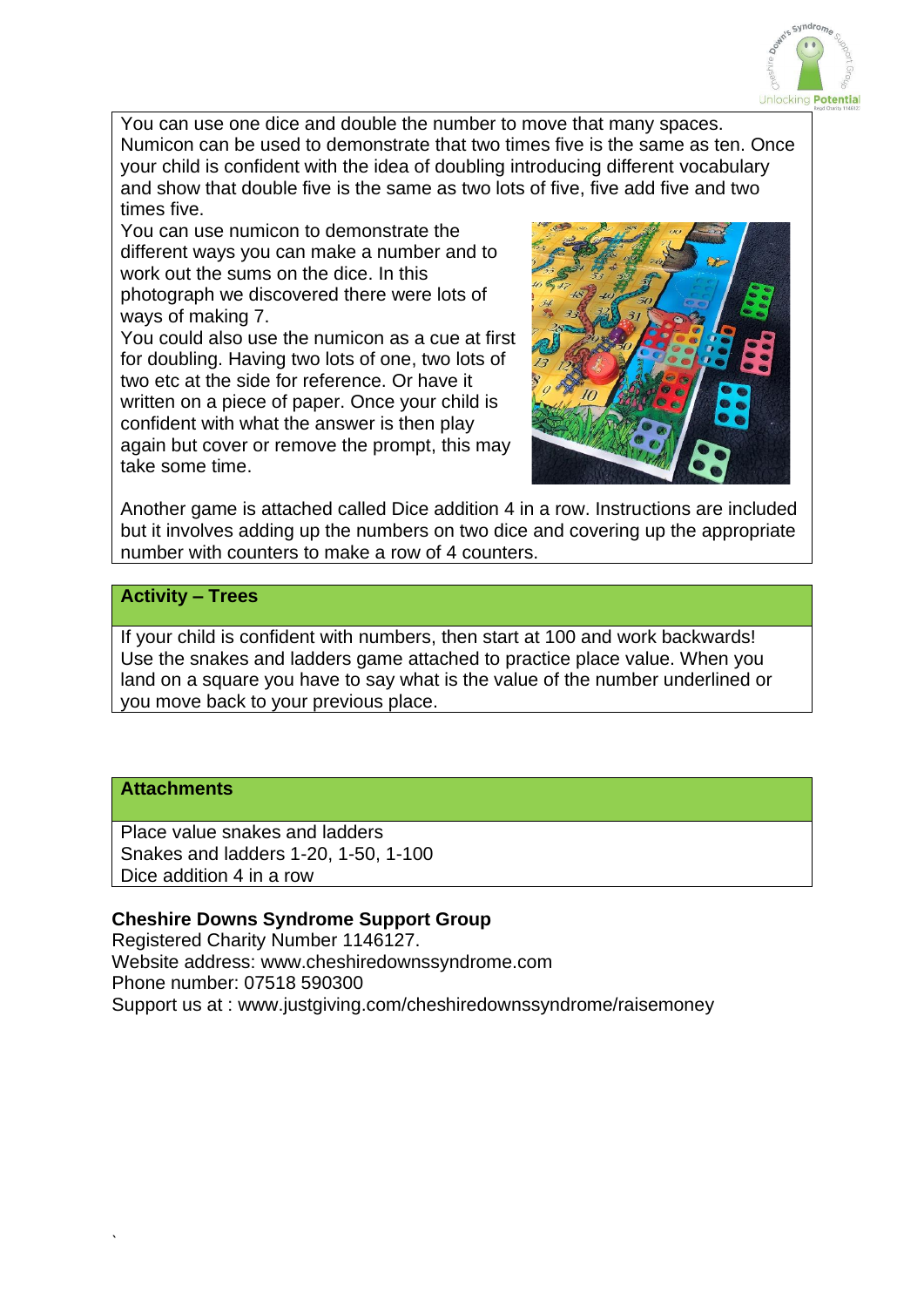You can use one dice and double the number to move that many spaces. Numicon can be used to demonstrate that two times five is the same as ten. Once your child is confident with the idea of doubling introducing different vocabulary and show that double five is the same as two lots of five, five add five and two times five.

You can use numicon to demonstrate the different ways you can make a number and to work out the sums on the dice. In this photograph we discovered there were lots of ways of making 7.

You could also use the numicon as a cue at first for doubling. Having two lots of one, two lots of two etc at the side for reference. Or have it written on a piece of paper. Once your child is confident with what the answer is then play again but cover or remove the prompt, this may take some time.

Another game is attached called Dice addition 4 in a row. Instructions are included but it involves adding up the numbers on two dice and covering up the appropriate number with counters to make a row of 4 counters.

## Activity – Trees

If your child is confident with numbers, then start at 100 and work backwards! Use the snakes and ladders game attached to practice place value. When you land on a square you have to say what is the value of the number underlined or you move back to your previous place.

## Attachments

Place value snakes and ladders
Snakes and ladders 1-20, 1-50, 1-100
Dice addition 4 in a row

**Cheshire Downs Syndrome Support Group**
Registered Charity Number 1146127.
Website address: www.cheshiredownssyndrome.com
Phone number: 07518 590300
Support us at : www.justgiving.com/cheshiredownssyndrome/raisemoney